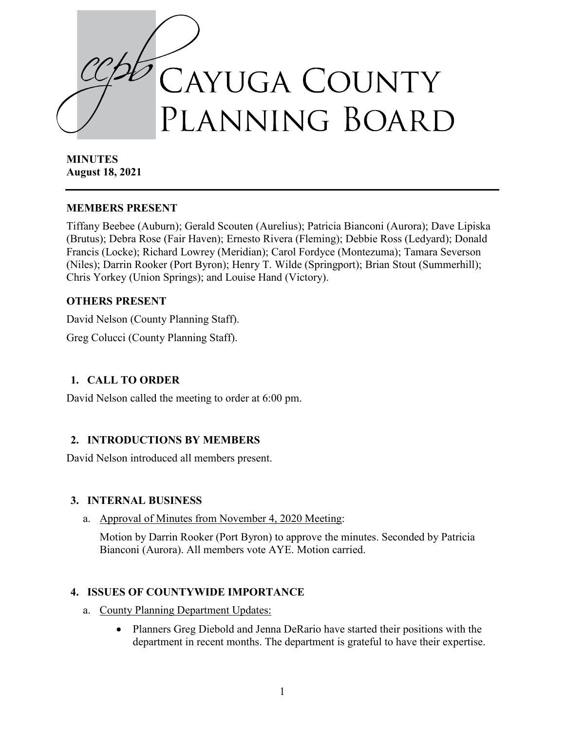# Cayuga County Planning Board

**MINUTES**
**August 18, 2021**

---

**MEMBERS PRESENT**

Tiffany Beebee (Auburn); Gerald Scouten (Aurelius); Patricia Bianconi (Aurora); Dave Lipiska (Brutus); Debra Rose (Fair Haven); Ernesto Rivera (Fleming); Debbie Ross (Ledyard); Donald Francis (Locke); Richard Lowrey (Meridian); Carol Fordyce (Montezuma); Tamara Severson (Niles); Darrin Rooker (Port Byron); Henry T. Wilde (Springport); Brian Stout (Summerhill); Chris Yorkey (Union Springs); and Louise Hand (Victory).

**OTHERS PRESENT**

David Nelson (County Planning Staff).

Greg Colucci (County Planning Staff).

## 1. CALL TO ORDER

David Nelson called the meeting to order at 6:00 pm.

## 2. INTRODUCTIONS BY MEMBERS

David Nelson introduced all members present.

## 3. INTERNAL BUSINESS

a. Approval of Minutes from November 4, 2020 Meeting:

Motion by Darrin Rooker (Port Byron) to approve the minutes. Seconded by Patricia Bianconi (Aurora). All members vote AYE. Motion carried.

## 4. ISSUES OF COUNTYWIDE IMPORTANCE

a. County Planning Department Updates:

- Planners Greg Diebold and Jenna DeRario have started their positions with the department in recent months. The department is grateful to have their expertise.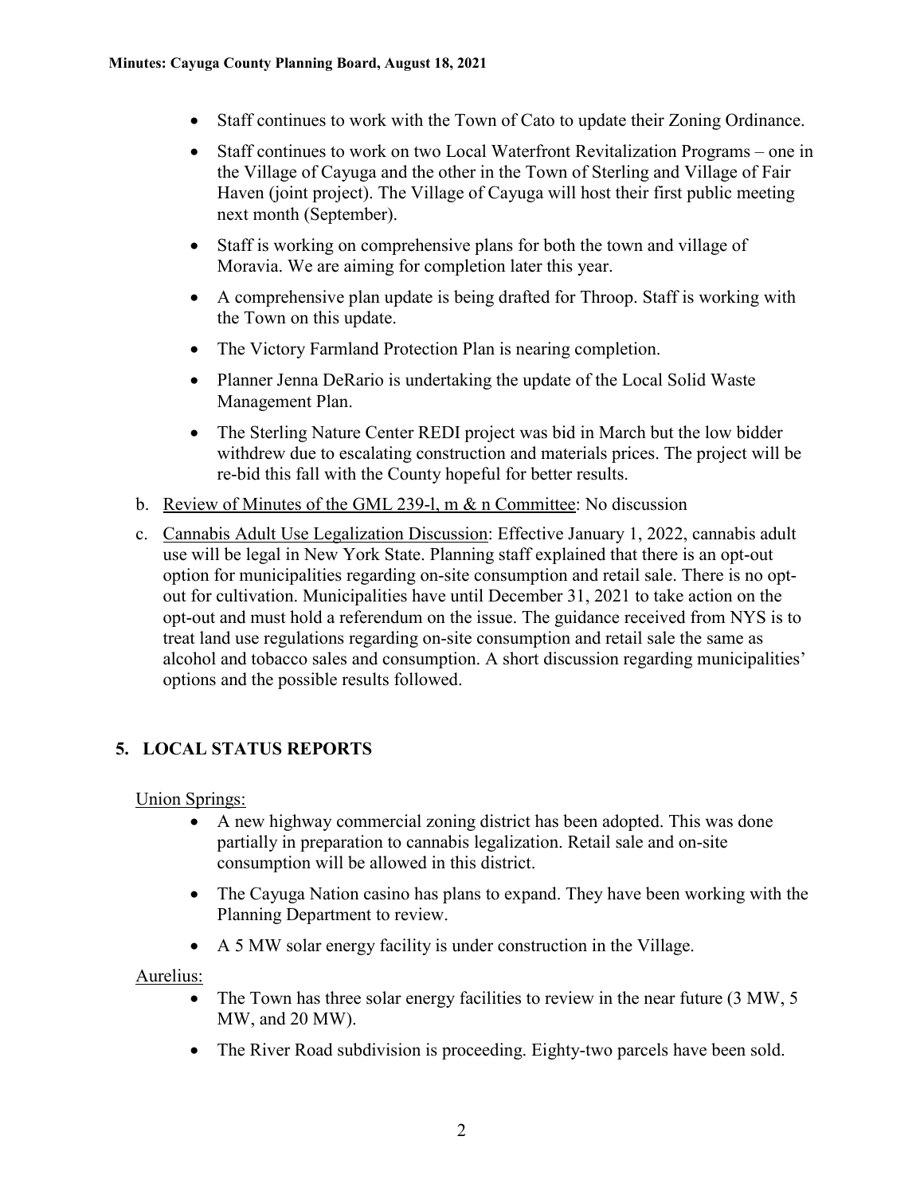- Staff continues to work with the Town of Cato to update their Zoning Ordinance.
- Staff continues to work on two Local Waterfront Revitalization Programs – one in the Village of Cayuga and the other in the Town of Sterling and Village of Fair Haven (joint project). The Village of Cayuga will host their first public meeting next month (September).
- Staff is working on comprehensive plans for both the town and village of Moravia. We are aiming for completion later this year.
- A comprehensive plan update is being drafted for Throop. Staff is working with the Town on this update.
- The Victory Farmland Protection Plan is nearing completion.
- Planner Jenna DeRario is undertaking the update of the Local Solid Waste Management Plan.
- The Sterling Nature Center REDI project was bid in March but the low bidder withdrew due to escalating construction and materials prices. The project will be re-bid this fall with the County hopeful for better results.

b. Review of Minutes of the GML 239-l, m & n Committee: No discussion

c. Cannabis Adult Use Legalization Discussion: Effective January 1, 2022, cannabis adult use will be legal in New York State. Planning staff explained that there is an opt-out option for municipalities regarding on-site consumption and retail sale. There is no opt-out for cultivation. Municipalities have until December 31, 2021 to take action on the opt-out and must hold a referendum on the issue. The guidance received from NYS is to treat land use regulations regarding on-site consumption and retail sale the same as alcohol and tobacco sales and consumption. A short discussion regarding municipalities' options and the possible results followed.

## 5. LOCAL STATUS REPORTS

Union Springs:

- A new highway commercial zoning district has been adopted. This was done partially in preparation to cannabis legalization. Retail sale and on-site consumption will be allowed in this district.
- The Cayuga Nation casino has plans to expand. They have been working with the Planning Department to review.
- A 5 MW solar energy facility is under construction in the Village.

Aurelius:

- The Town has three solar energy facilities to review in the near future (3 MW, 5 MW, and 20 MW).
- The River Road subdivision is proceeding. Eighty-two parcels have been sold.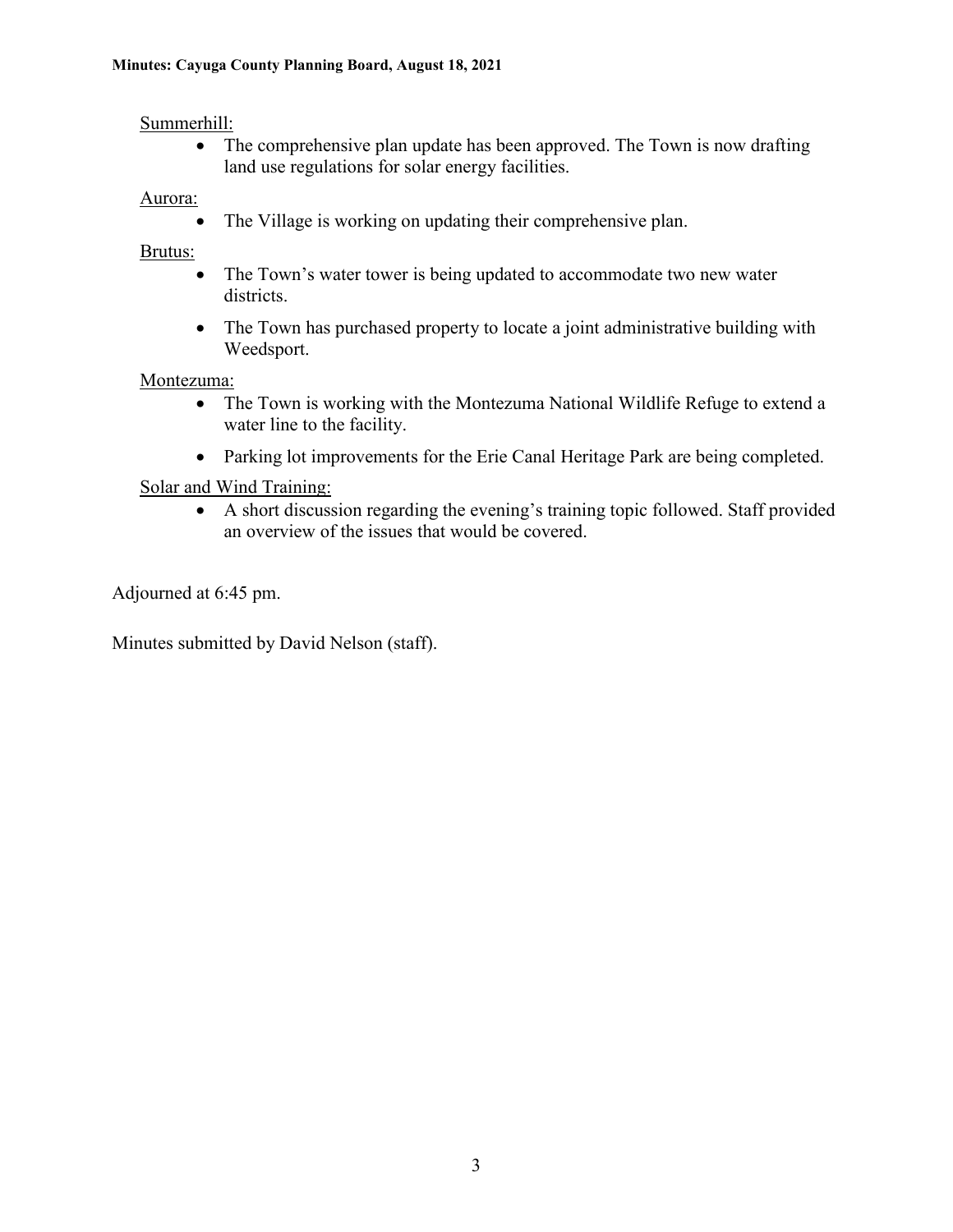Summerhill:

- The comprehensive plan update has been approved. The Town is now drafting land use regulations for solar energy facilities.

Aurora:

- The Village is working on updating their comprehensive plan.

Brutus:

- The Town's water tower is being updated to accommodate two new water districts.
- The Town has purchased property to locate a joint administrative building with Weedsport.

Montezuma:

- The Town is working with the Montezuma National Wildlife Refuge to extend a water line to the facility.
- Parking lot improvements for the Erie Canal Heritage Park are being completed.

Solar and Wind Training:

- A short discussion regarding the evening's training topic followed. Staff provided an overview of the issues that would be covered.

Adjourned at 6:45 pm.

Minutes submitted by David Nelson (staff).